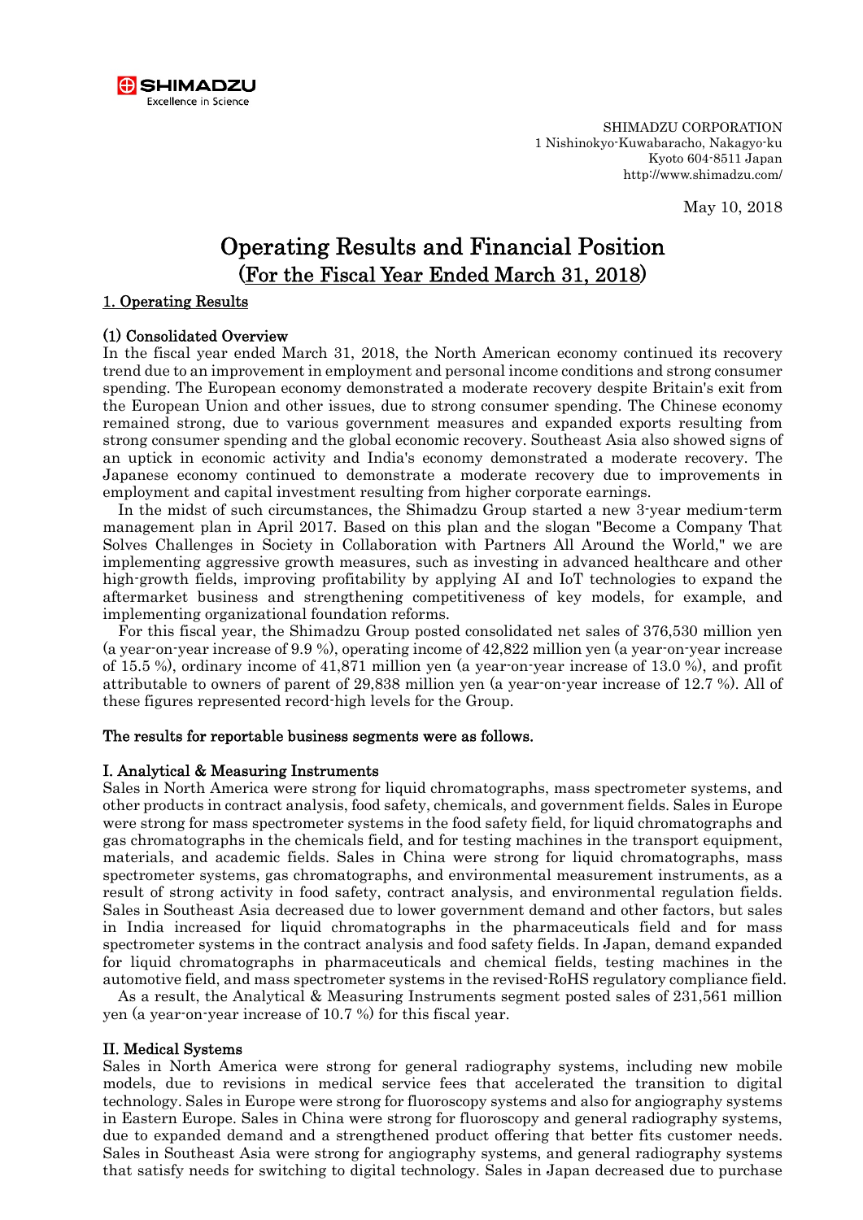SHIMADZU CORPORATION
1 Nishinokyo-Kuwabaracho, Nakagyo-ku
Kyoto 604-8511 Japan
http://www.shimadzu.com/

May 10, 2018

# Operating Results and Financial Position (For the Fiscal Year Ended March 31, 2018)

## 1. Operating Results

### (1) Consolidated Overview

In the fiscal year ended March 31, 2018, the North American economy continued its recovery trend due to an improvement in employment and personal income conditions and strong consumer spending. The European economy demonstrated a moderate recovery despite Britain's exit from the European Union and other issues, due to strong consumer spending. The Chinese economy remained strong, due to various government measures and expanded exports resulting from strong consumer spending and the global economic recovery. Southeast Asia also showed signs of an uptick in economic activity and India's economy demonstrated a moderate recovery. The Japanese economy continued to demonstrate a moderate recovery due to improvements in employment and capital investment resulting from higher corporate earnings.

In the midst of such circumstances, the Shimadzu Group started a new 3-year medium-term management plan in April 2017. Based on this plan and the slogan "Become a Company That Solves Challenges in Society in Collaboration with Partners All Around the World," we are implementing aggressive growth measures, such as investing in advanced healthcare and other high-growth fields, improving profitability by applying AI and IoT technologies to expand the aftermarket business and strengthening competitiveness of key models, for example, and implementing organizational foundation reforms.

For this fiscal year, the Shimadzu Group posted consolidated net sales of 376,530 million yen (a year-on-year increase of 9.9 %), operating income of 42,822 million yen (a year-on-year increase of 15.5 %), ordinary income of 41,871 million yen (a year-on-year increase of 13.0 %), and profit attributable to owners of parent of 29,838 million yen (a year-on-year increase of 12.7 %). All of these figures represented record-high levels for the Group.

**The results for reportable business segments were as follows.**

#### I. Analytical & Measuring Instruments

Sales in North America were strong for liquid chromatographs, mass spectrometer systems, and other products in contract analysis, food safety, chemicals, and government fields. Sales in Europe were strong for mass spectrometer systems in the food safety field, for liquid chromatographs and gas chromatographs in the chemicals field, and for testing machines in the transport equipment, materials, and academic fields. Sales in China were strong for liquid chromatographs, mass spectrometer systems, gas chromatographs, and environmental measurement instruments, as a result of strong activity in food safety, contract analysis, and environmental regulation fields. Sales in Southeast Asia decreased due to lower government demand and other factors, but sales in India increased for liquid chromatographs in the pharmaceuticals field and for mass spectrometer systems in the contract analysis and food safety fields. In Japan, demand expanded for liquid chromatographs in pharmaceuticals and chemical fields, testing machines in the automotive field, and mass spectrometer systems in the revised-RoHS regulatory compliance field.

As a result, the Analytical & Measuring Instruments segment posted sales of 231,561 million yen (a year-on-year increase of 10.7 %) for this fiscal year.

#### II. Medical Systems

Sales in North America were strong for general radiography systems, including new mobile models, due to revisions in medical service fees that accelerated the transition to digital technology. Sales in Europe were strong for fluoroscopy systems and also for angiography systems in Eastern Europe. Sales in China were strong for fluoroscopy and general radiography systems, due to expanded demand and a strengthened product offering that better fits customer needs. Sales in Southeast Asia were strong for angiography systems, and general radiography systems that satisfy needs for switching to digital technology. Sales in Japan decreased due to purchase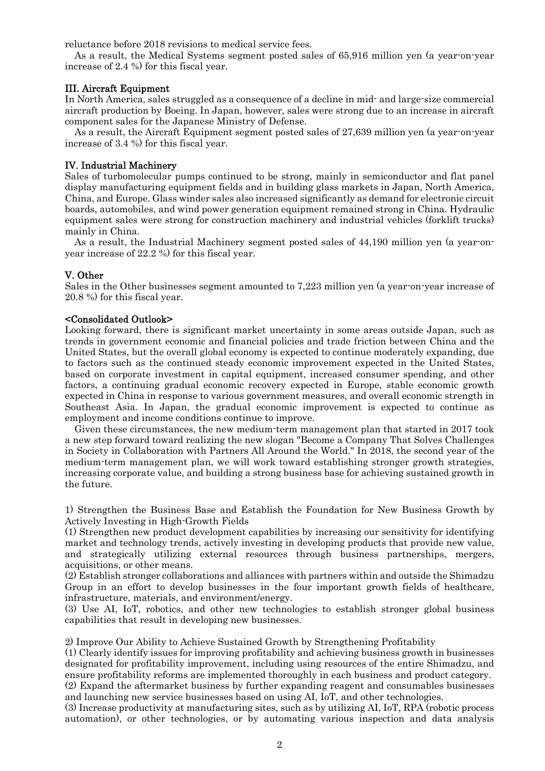reluctance before 2018 revisions to medical service fees.

As a result, the Medical Systems segment posted sales of 65,916 million yen (a year-on-year increase of 2.4 %) for this fiscal year.

### III. Aircraft Equipment

In North America, sales struggled as a consequence of a decline in mid- and large-size commercial aircraft production by Boeing. In Japan, however, sales were strong due to an increase in aircraft component sales for the Japanese Ministry of Defense.

As a result, the Aircraft Equipment segment posted sales of 27,639 million yen (a year-on-year increase of 3.4 %) for this fiscal year.

### IV. Industrial Machinery

Sales of turbomolecular pumps continued to be strong, mainly in semiconductor and flat panel display manufacturing equipment fields and in building glass markets in Japan, North America, China, and Europe. Glass winder sales also increased significantly as demand for electronic circuit boards, automobiles, and wind power generation equipment remained strong in China. Hydraulic equipment sales were strong for construction machinery and industrial vehicles (forklift trucks) mainly in China.

As a result, the Industrial Machinery segment posted sales of 44,190 million yen (a year-on-year increase of 22.2 %) for this fiscal year.

### V. Other

Sales in the Other businesses segment amounted to 7,223 million yen (a year-on-year increase of 20.8 %) for this fiscal year.

### <Consolidated Outlook>

Looking forward, there is significant market uncertainty in some areas outside Japan, such as trends in government economic and financial policies and trade friction between China and the United States, but the overall global economy is expected to continue moderately expanding, due to factors such as the continued steady economic improvement expected in the United States, based on corporate investment in capital equipment, increased consumer spending, and other factors, a continuing gradual economic recovery expected in Europe, stable economic growth expected in China in response to various government measures, and overall economic strength in Southeast Asia. In Japan, the gradual economic improvement is expected to continue as employment and income conditions continue to improve.

Given these circumstances, the new medium-term management plan that started in 2017 took a new step forward toward realizing the new slogan "Become a Company That Solves Challenges in Society in Collaboration with Partners All Around the World." In 2018, the second year of the medium-term management plan, we will work toward establishing stronger growth strategies, increasing corporate value, and building a strong business base for achieving sustained growth in the future.

1) Strengthen the Business Base and Establish the Foundation for New Business Growth by Actively Investing in High-Growth Fields

(1) Strengthen new product development capabilities by increasing our sensitivity for identifying market and technology trends, actively investing in developing products that provide new value, and strategically utilizing external resources through business partnerships, mergers, acquisitions, or other means.

(2) Establish stronger collaborations and alliances with partners within and outside the Shimadzu Group in an effort to develop businesses in the four important growth fields of healthcare, infrastructure, materials, and environment/energy.

(3) Use AI, IoT, robotics, and other new technologies to establish stronger global business capabilities that result in developing new businesses.

2) Improve Our Ability to Achieve Sustained Growth by Strengthening Profitability

(1) Clearly identify issues for improving profitability and achieving business growth in businesses designated for profitability improvement, including using resources of the entire Shimadzu, and ensure profitability reforms are implemented thoroughly in each business and product category.

(2) Expand the aftermarket business by further expanding reagent and consumables businesses and launching new service businesses based on using AI, IoT, and other technologies.

(3) Increase productivity at manufacturing sites, such as by utilizing AI, IoT, RPA (robotic process automation), or other technologies, or by automating various inspection and data analysis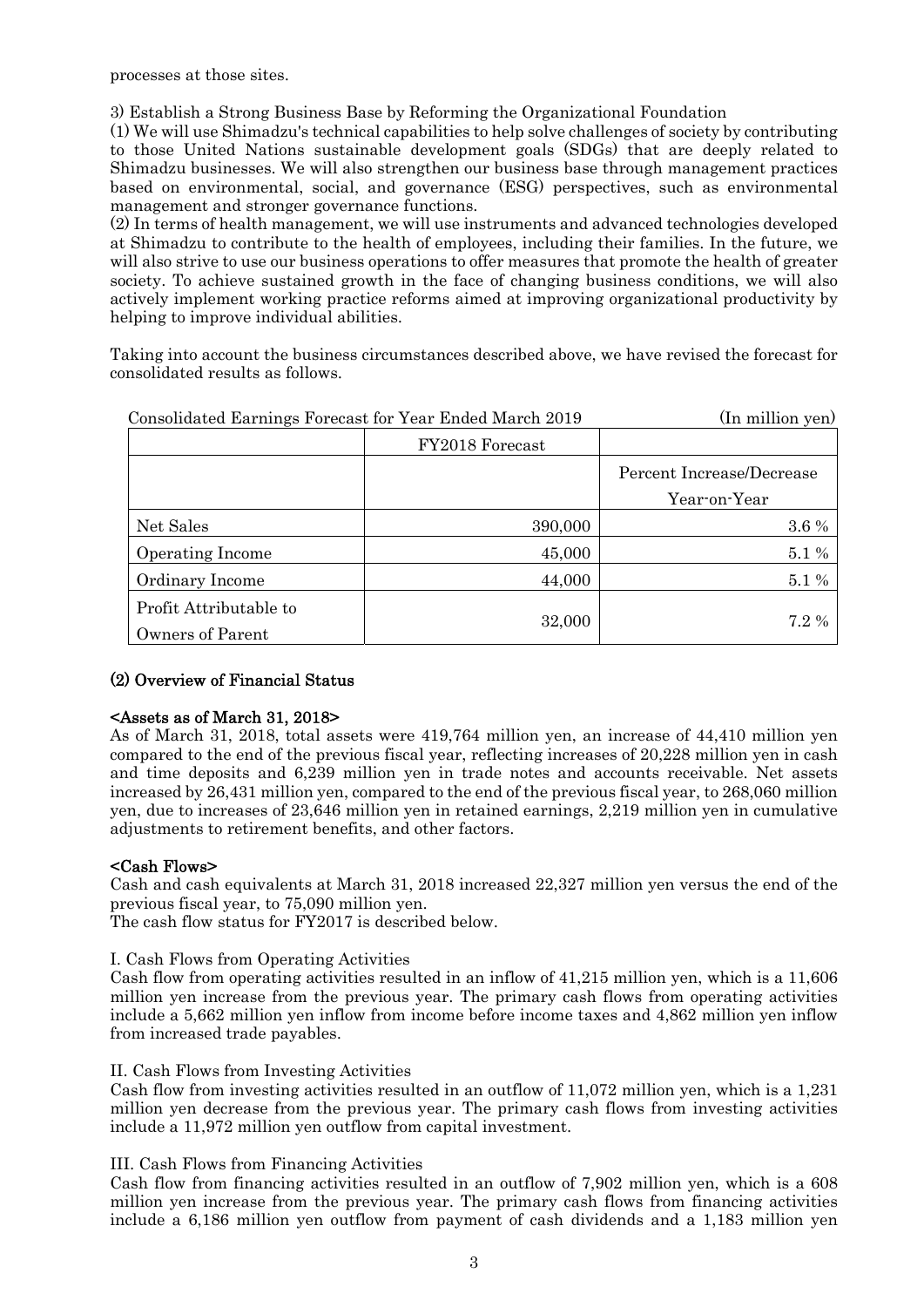processes at those sites.

3) Establish a Strong Business Base by Reforming the Organizational Foundation

(1) We will use Shimadzu's technical capabilities to help solve challenges of society by contributing to those United Nations sustainable development goals (SDGs) that are deeply related to Shimadzu businesses. We will also strengthen our business base through management practices based on environmental, social, and governance (ESG) perspectives, such as environmental management and stronger governance functions.

(2) In terms of health management, we will use instruments and advanced technologies developed at Shimadzu to contribute to the health of employees, including their families. In the future, we will also strive to use our business operations to offer measures that promote the health of greater society. To achieve sustained growth in the face of changing business conditions, we will also actively implement working practice reforms aimed at improving organizational productivity by helping to improve individual abilities.

Taking into account the business circumstances described above, we have revised the forecast for consolidated results as follows.

Consolidated Earnings Forecast for Year Ended March 2019 (In million yen)

| | FY2018 Forecast | |
|---|---|---|
| | | Percent Increase/Decrease Year-on-Year |
| Net Sales | 390,000 | 3.6 % |
| Operating Income | 45,000 | 5.1 % |
| Ordinary Income | 44,000 | 5.1 % |
| Profit Attributable to Owners of Parent | 32,000 | 7.2 % |

## (2) Overview of Financial Status

### <Assets as of March 31, 2018>

As of March 31, 2018, total assets were 419,764 million yen, an increase of 44,410 million yen compared to the end of the previous fiscal year, reflecting increases of 20,228 million yen in cash and time deposits and 6,239 million yen in trade notes and accounts receivable. Net assets increased by 26,431 million yen, compared to the end of the previous fiscal year, to 268,060 million yen, due to increases of 23,646 million yen in retained earnings, 2,219 million yen in cumulative adjustments to retirement benefits, and other factors.

### <Cash Flows>

Cash and cash equivalents at March 31, 2018 increased 22,327 million yen versus the end of the previous fiscal year, to 75,090 million yen.

The cash flow status for FY2017 is described below.

I. Cash Flows from Operating Activities

Cash flow from operating activities resulted in an inflow of 41,215 million yen, which is a 11,606 million yen increase from the previous year. The primary cash flows from operating activities include a 5,662 million yen inflow from income before income taxes and 4,862 million yen inflow from increased trade payables.

II. Cash Flows from Investing Activities

Cash flow from investing activities resulted in an outflow of 11,072 million yen, which is a 1,231 million yen decrease from the previous year. The primary cash flows from investing activities include a 11,972 million yen outflow from capital investment.

III. Cash Flows from Financing Activities

Cash flow from financing activities resulted in an outflow of 7,902 million yen, which is a 608 million yen increase from the previous year. The primary cash flows from financing activities include a 6,186 million yen outflow from payment of cash dividends and a 1,183 million yen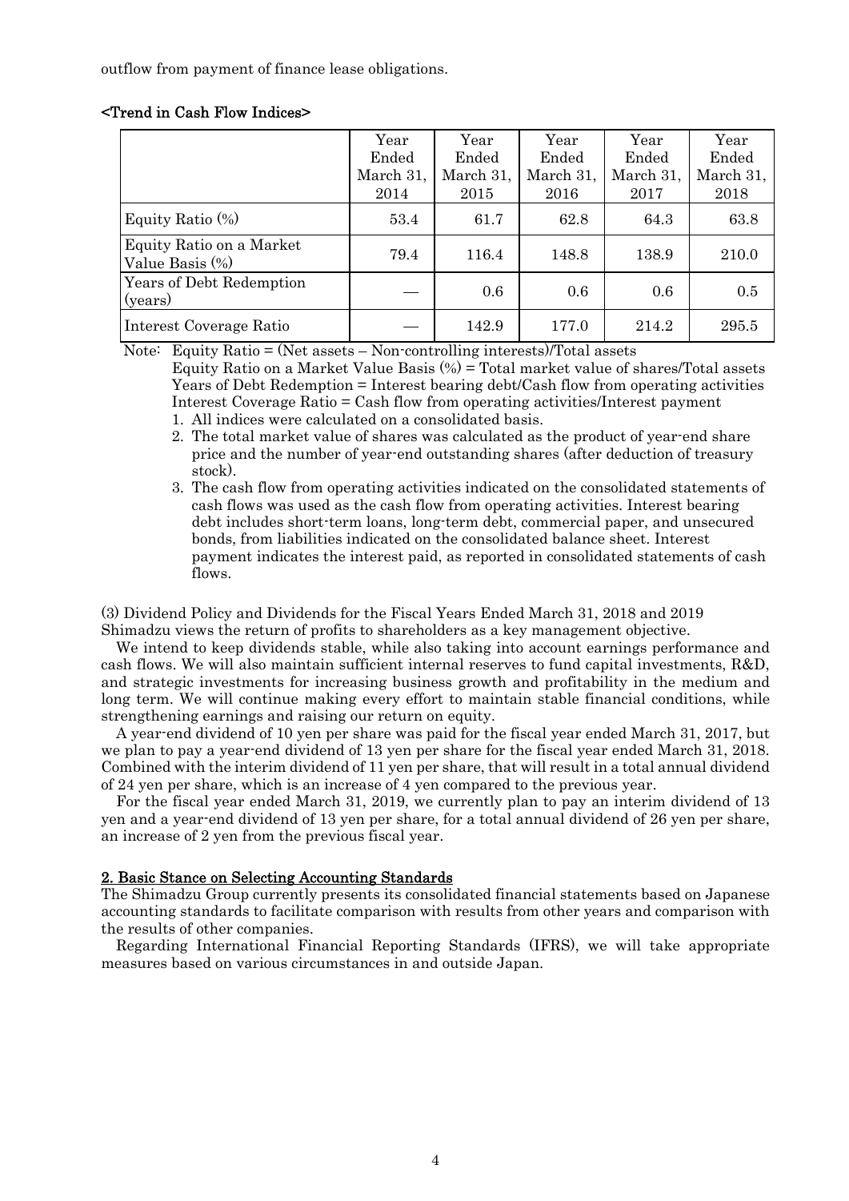outflow from payment of finance lease obligations.

**<Trend in Cash Flow Indices>**

| | Year Ended March 31, 2014 | Year Ended March 31, 2015 | Year Ended March 31, 2016 | Year Ended March 31, 2017 | Year Ended March 31, 2018 |
|---|---|---|---|---|---|
| Equity Ratio (%) | 53.4 | 61.7 | 62.8 | 64.3 | 63.8 |
| Equity Ratio on a Market Value Basis (%) | 79.4 | 116.4 | 148.8 | 138.9 | 210.0 |
| Years of Debt Redemption (years) | — | 0.6 | 0.6 | 0.6 | 0.5 |
| Interest Coverage Ratio | — | 142.9 | 177.0 | 214.2 | 295.5 |

Note: Equity Ratio = (Net assets – Non-controlling interests)/Total assets
Equity Ratio on a Market Value Basis (%) = Total market value of shares/Total assets
Years of Debt Redemption = Interest bearing debt/Cash flow from operating activities
Interest Coverage Ratio = Cash flow from operating activities/Interest payment

1. All indices were calculated on a consolidated basis.
2. The total market value of shares was calculated as the product of year-end share price and the number of year-end outstanding shares (after deduction of treasury stock).
3. The cash flow from operating activities indicated on the consolidated statements of cash flows was used as the cash flow from operating activities. Interest bearing debt includes short-term loans, long-term debt, commercial paper, and unsecured bonds, from liabilities indicated on the consolidated balance sheet. Interest payment indicates the interest paid, as reported in consolidated statements of cash flows.

(3) Dividend Policy and Dividends for the Fiscal Years Ended March 31, 2018 and 2019
Shimadzu views the return of profits to shareholders as a key management objective.

We intend to keep dividends stable, while also taking into account earnings performance and cash flows. We will also maintain sufficient internal reserves to fund capital investments, R&D, and strategic investments for increasing business growth and profitability in the medium and long term. We will continue making every effort to maintain stable financial conditions, while strengthening earnings and raising our return on equity.

A year-end dividend of 10 yen per share was paid for the fiscal year ended March 31, 2017, but we plan to pay a year-end dividend of 13 yen per share for the fiscal year ended March 31, 2018. Combined with the interim dividend of 11 yen per share, that will result in a total annual dividend of 24 yen per share, which is an increase of 4 yen compared to the previous year.

For the fiscal year ended March 31, 2019, we currently plan to pay an interim dividend of 13 yen and a year-end dividend of 13 yen per share, for a total annual dividend of 26 yen per share, an increase of 2 yen from the previous fiscal year.

## 2. Basic Stance on Selecting Accounting Standards

The Shimadzu Group currently presents its consolidated financial statements based on Japanese accounting standards to facilitate comparison with results from other years and comparison with the results of other companies.

Regarding International Financial Reporting Standards (IFRS), we will take appropriate measures based on various circumstances in and outside Japan.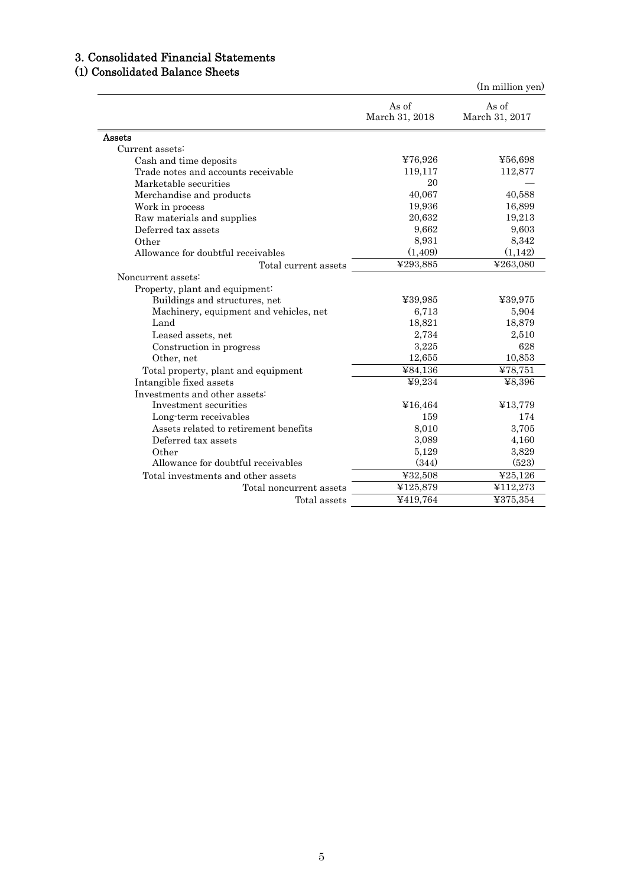## 3. Consolidated Financial Statements

### (1) Consolidated Balance Sheets

(In million yen)

| | As of March 31, 2018 | As of March 31, 2017 |
|---|---|---|
| **Assets** | | |
| Current assets: | | |
| Cash and time deposits | ¥76,926 | ¥56,698 |
| Trade notes and accounts receivable | 119,117 | 112,877 |
| Marketable securities | 20 | — |
| Merchandise and products | 40,067 | 40,588 |
| Work in process | 19,936 | 16,899 |
| Raw materials and supplies | 20,632 | 19,213 |
| Deferred tax assets | 9,662 | 9,603 |
| Other | 8,931 | 8,342 |
| Allowance for doubtful receivables | (1,409) | (1,142) |
| Total current assets | ¥293,885 | ¥263,080 |
| Noncurrent assets: | | |
| Property, plant and equipment: | | |
| Buildings and structures, net | ¥39,985 | ¥39,975 |
| Machinery, equipment and vehicles, net | 6,713 | 5,904 |
| Land | 18,821 | 18,879 |
| Leased assets, net | 2,734 | 2,510 |
| Construction in progress | 3,225 | 628 |
| Other, net | 12,655 | 10,853 |
| Total property, plant and equipment | ¥84,136 | ¥78,751 |
| Intangible fixed assets | ¥9,234 | ¥8,396 |
| Investments and other assets: | | |
| Investment securities | ¥16,464 | ¥13,779 |
| Long-term receivables | 159 | 174 |
| Assets related to retirement benefits | 8,010 | 3,705 |
| Deferred tax assets | 3,089 | 4,160 |
| Other | 5,129 | 3,829 |
| Allowance for doubtful receivables | (344) | (523) |
| Total investments and other assets | ¥32,508 | ¥25,126 |
| Total noncurrent assets | ¥125,879 | ¥112,273 |
| Total assets | ¥419,764 | ¥375,354 |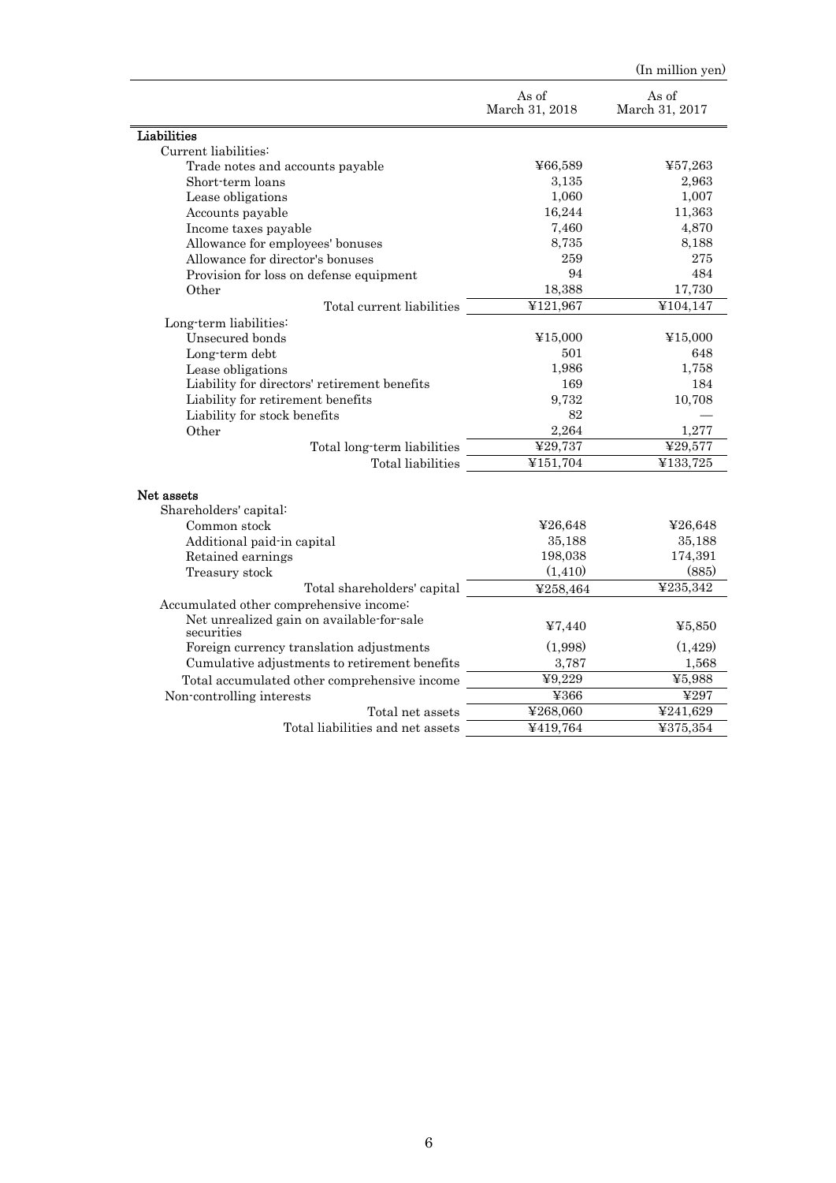(In million yen)

| | As of March 31, 2018 | As of March 31, 2017 |
|---|---|---|
| **Liabilities** | | |
| Current liabilities: | | |
| Trade notes and accounts payable | ¥66,589 | ¥57,263 |
| Short-term loans | 3,135 | 2,963 |
| Lease obligations | 1,060 | 1,007 |
| Accounts payable | 16,244 | 11,363 |
| Income taxes payable | 7,460 | 4,870 |
| Allowance for employees' bonuses | 8,735 | 8,188 |
| Allowance for director's bonuses | 259 | 275 |
| Provision for loss on defense equipment | 94 | 484 |
| Other | 18,388 | 17,730 |
| Total current liabilities | ¥121,967 | ¥104,147 |
| Long-term liabilities: | | |
| Unsecured bonds | ¥15,000 | ¥15,000 |
| Long-term debt | 501 | 648 |
| Lease obligations | 1,986 | 1,758 |
| Liability for directors' retirement benefits | 169 | 184 |
| Liability for retirement benefits | 9,732 | 10,708 |
| Liability for stock benefits | 82 | — |
| Other | 2,264 | 1,277 |
| Total long-term liabilities | ¥29,737 | ¥29,577 |
| Total liabilities | ¥151,704 | ¥133,725 |
| **Net assets** | | |
| Shareholders' capital: | | |
| Common stock | ¥26,648 | ¥26,648 |
| Additional paid-in capital | 35,188 | 35,188 |
| Retained earnings | 198,038 | 174,391 |
| Treasury stock | (1,410) | (885) |
| Total shareholders' capital | ¥258,464 | ¥235,342 |
| Accumulated other comprehensive income: | | |
| Net unrealized gain on available-for-sale securities | ¥7,440 | ¥5,850 |
| Foreign currency translation adjustments | (1,998) | (1,429) |
| Cumulative adjustments to retirement benefits | 3,787 | 1,568 |
| Total accumulated other comprehensive income | ¥9,229 | ¥5,988 |
| Non-controlling interests | ¥366 | ¥297 |
| Total net assets | ¥268,060 | ¥241,629 |
| Total liabilities and net assets | ¥419,764 | ¥375,354 |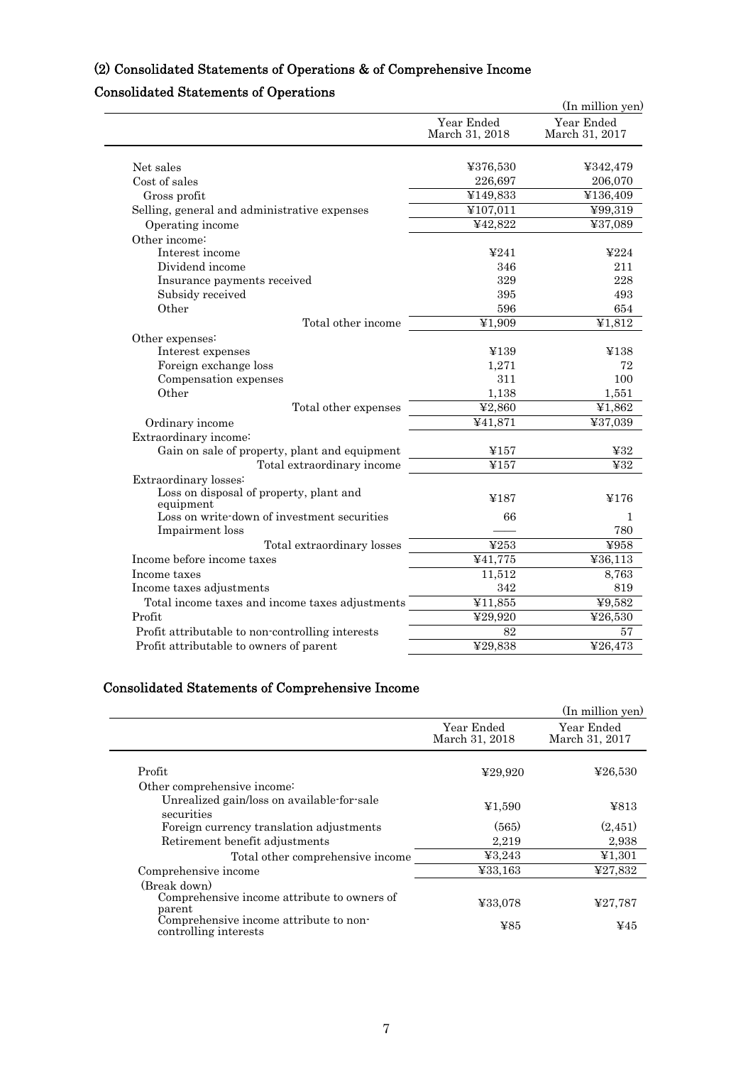## (2) Consolidated Statements of Operations & of Comprehensive Income

### Consolidated Statements of Operations

(In million yen)

| | Year Ended March 31, 2018 | Year Ended March 31, 2017 |
|---|---|---|
| Net sales | ¥376,530 | ¥342,479 |
| Cost of sales | 226,697 | 206,070 |
| Gross profit | ¥149,833 | ¥136,409 |
| Selling, general and administrative expenses | ¥107,011 | ¥99,319 |
| Operating income | ¥42,822 | ¥37,089 |
| Other income: | | |
| Interest income | ¥241 | ¥224 |
| Dividend income | 346 | 211 |
| Insurance payments received | 329 | 228 |
| Subsidy received | 395 | 493 |
| Other | 596 | 654 |
| Total other income | ¥1,909 | ¥1,812 |
| Other expenses: | | |
| Interest expenses | ¥139 | ¥138 |
| Foreign exchange loss | 1,271 | 72 |
| Compensation expenses | 311 | 100 |
| Other | 1,138 | 1,551 |
| Total other expenses | ¥2,860 | ¥1,862 |
| Ordinary income | ¥41,871 | ¥37,039 |
| Extraordinary income: | | |
| Gain on sale of property, plant and equipment | ¥157 | ¥32 |
| Total extraordinary income | ¥157 | ¥32 |
| Extraordinary losses: | | |
| Loss on disposal of property, plant and equipment | ¥187 | ¥176 |
| Loss on write-down of investment securities | 66 | 1 |
| Impairment loss | —— | 780 |
| Total extraordinary losses | ¥253 | ¥958 |
| Income before income taxes | ¥41,775 | ¥36,113 |
| Income taxes | 11,512 | 8,763 |
| Income taxes adjustments | 342 | 819 |
| Total income taxes and income taxes adjustments | ¥11,855 | ¥9,582 |
| Profit | ¥29,920 | ¥26,530 |
| Profit attributable to non-controlling interests | 82 | 57 |
| Profit attributable to owners of parent | ¥29,838 | ¥26,473 |

### Consolidated Statements of Comprehensive Income

(In million yen)

| | Year Ended March 31, 2018 | Year Ended March 31, 2017 |
|---|---|---|
| Profit | ¥29,920 | ¥26,530 |
| Other comprehensive income: | | |
| Unrealized gain/loss on available-for-sale securities | ¥1,590 | ¥813 |
| Foreign currency translation adjustments | (565) | (2,451) |
| Retirement benefit adjustments | 2,219 | 2,938 |
| Total other comprehensive income | ¥3,243 | ¥1,301 |
| Comprehensive income | ¥33,163 | ¥27,832 |
| (Break down) | | |
| Comprehensive income attribute to owners of parent | ¥33,078 | ¥27,787 |
| Comprehensive income attribute to non-controlling interests | ¥85 | ¥45 |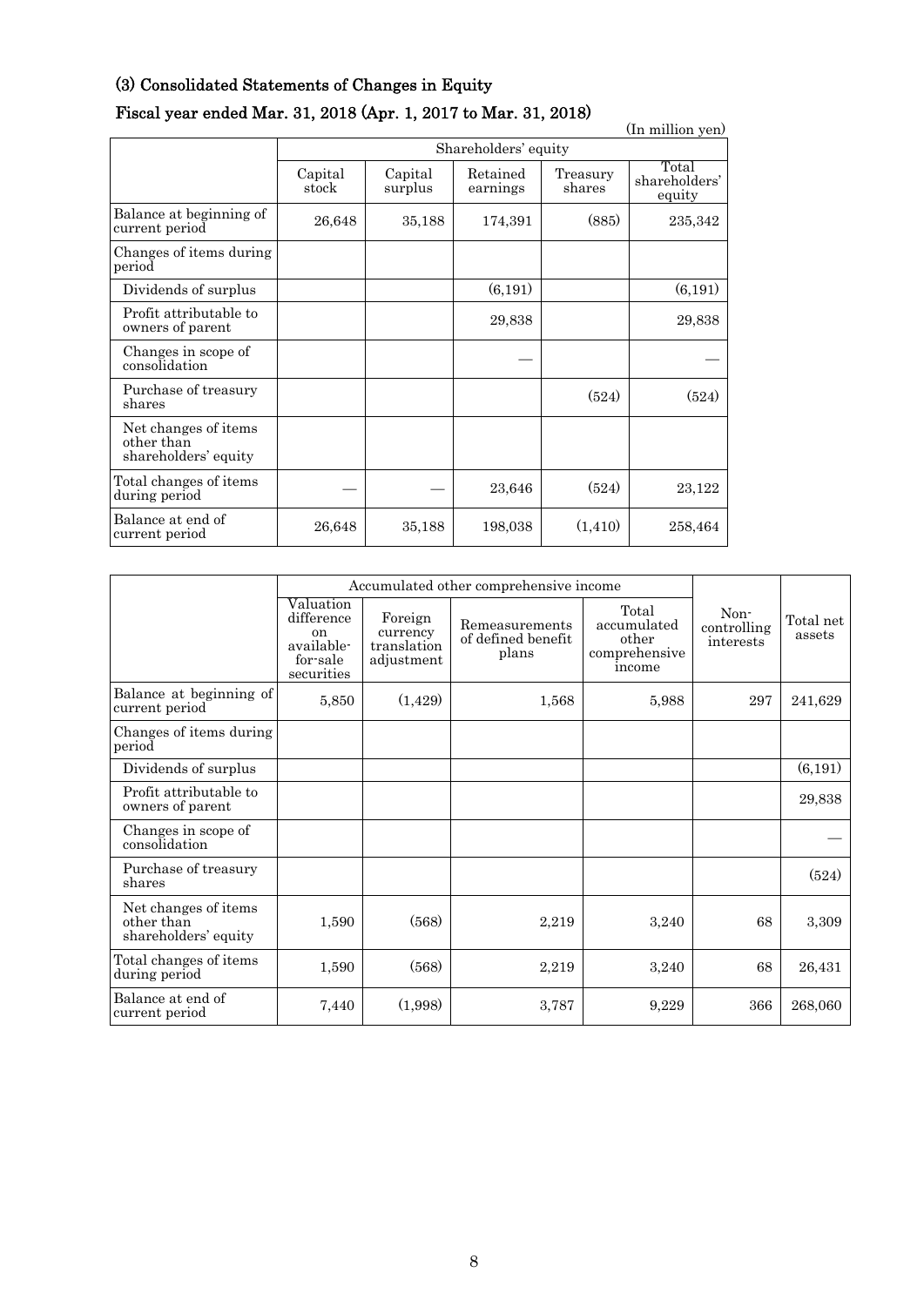### (3) Consolidated Statements of Changes in Equity

### Fiscal year ended Mar. 31, 2018 (Apr. 1, 2017 to Mar. 31, 2018)

(In million yen)

| | Shareholders' equity | | | | |
|---|---|---|---|---|---|
| | Capital stock | Capital surplus | Retained earnings | Treasury shares | Total shareholders' equity |
| Balance at beginning of current period | 26,648 | 35,188 | 174,391 | (885) | 235,342 |
| Changes of items during period | | | | | |
| Dividends of surplus | | | (6,191) | | (6,191) |
| Profit attributable to owners of parent | | | 29,838 | | 29,838 |
| Changes in scope of consolidation | | | ― | | ― |
| Purchase of treasury shares | | | | (524) | (524) |
| Net changes of items other than shareholders' equity | | | | | |
| Total changes of items during period | ― | ― | 23,646 | (524) | 23,122 |
| Balance at end of current period | 26,648 | 35,188 | 198,038 | (1,410) | 258,464 |

| | Accumulated other comprehensive income | | | | Non-controlling interests | Total net assets |
|---|---|---|---|---|---|---|
| | Valuation difference on available-for-sale securities | Foreign currency translation adjustment | Remeasurements of defined benefit plans | Total accumulated other comprehensive income | | |
| Balance at beginning of current period | 5,850 | (1,429) | 1,568 | 5,988 | 297 | 241,629 |
| Changes of items during period | | | | | | |
| Dividends of surplus | | | | | | (6,191) |
| Profit attributable to owners of parent | | | | | | 29,838 |
| Changes in scope of consolidation | | | | | | ― |
| Purchase of treasury shares | | | | | | (524) |
| Net changes of items other than shareholders' equity | 1,590 | (568) | 2,219 | 3,240 | 68 | 3,309 |
| Total changes of items during period | 1,590 | (568) | 2,219 | 3,240 | 68 | 26,431 |
| Balance at end of current period | 7,440 | (1,998) | 3,787 | 9,229 | 366 | 268,060 |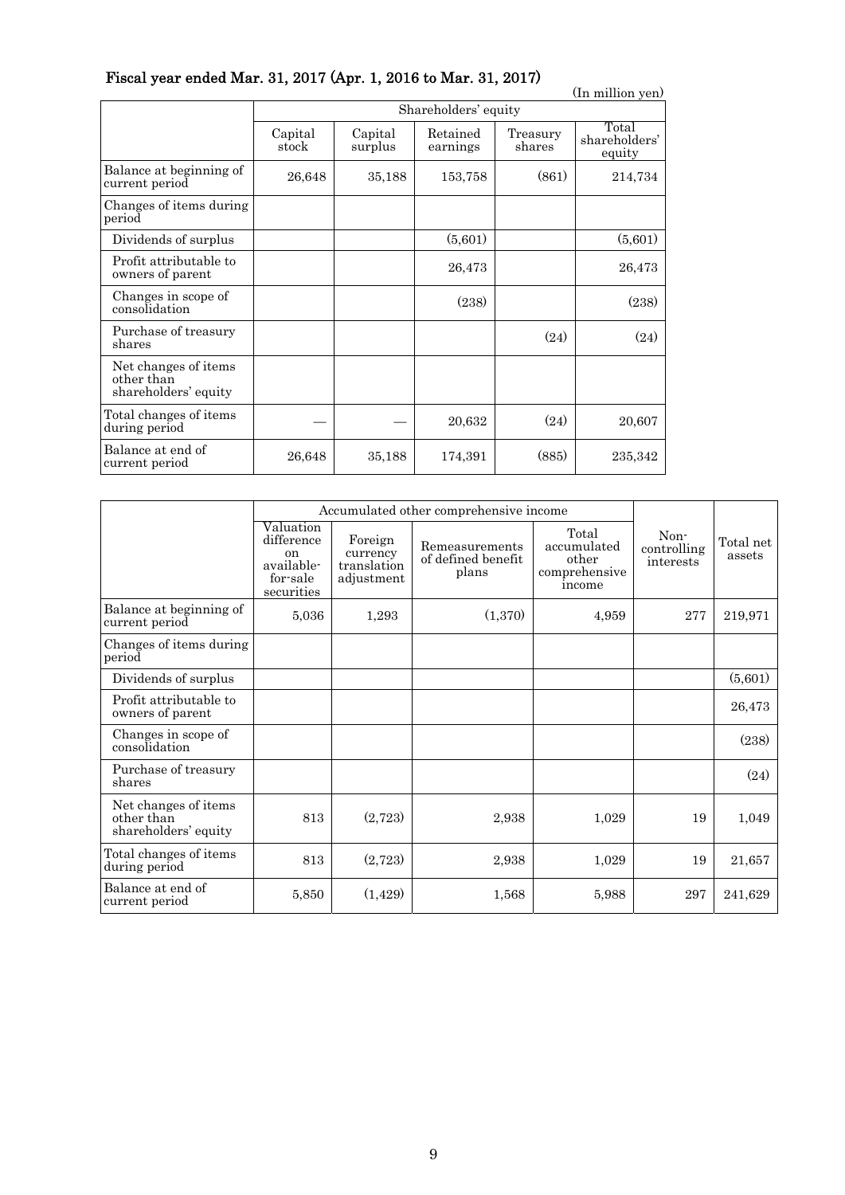## Fiscal year ended Mar. 31, 2017 (Apr. 1, 2016 to Mar. 31, 2017)

(In million yen)

| | Shareholders' equity | | | | |
|---|---|---|---|---|---|
| | Capital stock | Capital surplus | Retained earnings | Treasury shares | Total shareholders' equity |
| Balance at beginning of current period | 26,648 | 35,188 | 153,758 | (861) | 214,734 |
| Changes of items during period | | | | | |
| Dividends of surplus | | | (5,601) | | (5,601) |
| Profit attributable to owners of parent | | | 26,473 | | 26,473 |
| Changes in scope of consolidation | | | (238) | | (238) |
| Purchase of treasury shares | | | | (24) | (24) |
| Net changes of items other than shareholders' equity | | | | | |
| Total changes of items during period | — | — | 20,632 | (24) | 20,607 |
| Balance at end of current period | 26,648 | 35,188 | 174,391 | (885) | 235,342 |

| | Accumulated other comprehensive income | | | | Non-controlling interests | Total net assets |
|---|---|---|---|---|---|---|
| | Valuation difference on available-for-sale securities | Foreign currency translation adjustment | Remeasurements of defined benefit plans | Total accumulated other comprehensive income | | |
| Balance at beginning of current period | 5,036 | 1,293 | (1,370) | 4,959 | 277 | 219,971 |
| Changes of items during period | | | | | | |
| Dividends of surplus | | | | | | (5,601) |
| Profit attributable to owners of parent | | | | | | 26,473 |
| Changes in scope of consolidation | | | | | | (238) |
| Purchase of treasury shares | | | | | | (24) |
| Net changes of items other than shareholders' equity | 813 | (2,723) | 2,938 | 1,029 | 19 | 1,049 |
| Total changes of items during period | 813 | (2,723) | 2,938 | 1,029 | 19 | 21,657 |
| Balance at end of current period | 5,850 | (1,429) | 1,568 | 5,988 | 297 | 241,629 |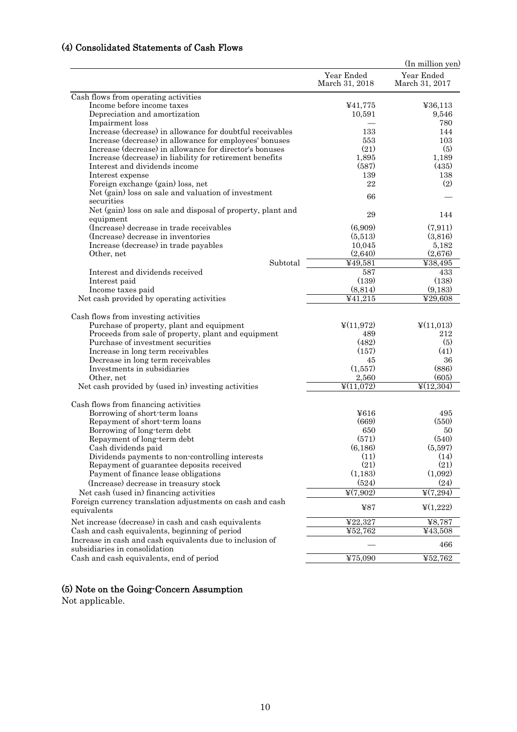## (4) Consolidated Statements of Cash Flows

(In million yen)

| | Year Ended March 31, 2018 | Year Ended March 31, 2017 |
|---|---|---|
| Cash flows from operating activities | | |
| Income before income taxes | ¥41,775 | ¥36,113 |
| Depreciation and amortization | 10,591 | 9,546 |
| Impairment loss | — | 780 |
| Increase (decrease) in allowance for doubtful receivables | 133 | 144 |
| Increase (decrease) in allowance for employees' bonuses | 553 | 103 |
| Increase (decrease) in allowance for director's bonuses | (21) | (5) |
| Increase (decrease) in liability for retirement benefits | 1,895 | 1,189 |
| Interest and dividends income | (587) | (435) |
| Interest expense | 139 | 138 |
| Foreign exchange (gain) loss, net | 22 | (2) |
| Net (gain) loss on sale and valuation of investment securities | 66 | — |
| Net (gain) loss on sale and disposal of property, plant and equipment | 29 | 144 |
| (Increase) decrease in trade receivables | (6,909) | (7,911) |
| (Increase) decrease in inventories | (5,513) | (3,816) |
| Increase (decrease) in trade payables | 10,045 | 5,182 |
| Other, net | (2,640) | (2,676) |
| Subtotal | ¥49,581 | ¥38,495 |
| Interest and dividends received | 587 | 433 |
| Interest paid | (139) | (138) |
| Income taxes paid | (8,814) | (9,183) |
| Net cash provided by operating activities | ¥41,215 | ¥29,608 |
| | | |
| Cash flows from investing activities | | |
| Purchase of property, plant and equipment | ¥(11,972) | ¥(11,013) |
| Proceeds from sale of property, plant and equipment | 489 | 212 |
| Purchase of investment securities | (482) | (5) |
| Increase in long term receivables | (157) | (41) |
| Decrease in long term receivables | 45 | 36 |
| Investments in subsidiaries | (1,557) | (886) |
| Other, net | 2,560 | (605) |
| Net cash provided by (used in) investing activities | ¥(11,072) | ¥(12,304) |
| | | |
| Cash flows from financing activities | | |
| Borrowing of short-term loans | ¥616 | 495 |
| Repayment of short-term loans | (669) | (550) |
| Borrowing of long-term debt | 650 | 50 |
| Repayment of long-term debt | (571) | (540) |
| Cash dividends paid | (6,186) | (5,597) |
| Dividends payments to non-controlling interests | (11) | (14) |
| Repayment of guarantee deposits received | (21) | (21) |
| Payment of finance lease obligations | (1,183) | (1,092) |
| (Increase) decrease in treasury stock | (524) | (24) |
| Net cash (used in) financing activities | ¥(7,902) | ¥(7,294) |
| Foreign currency translation adjustments on cash and cash equivalents | ¥87 | ¥(1,222) |
| Net increase (decrease) in cash and cash equivalents | ¥22,327 | ¥8,787 |
| Cash and cash equivalents, beginning of period | ¥52,762 | ¥43,508 |
| Increase in cash and cash equivalents due to inclusion of subsidiaries in consolidation | — | 466 |
| Cash and cash equivalents, end of period | ¥75,090 | ¥52,762 |

## (5) Note on the Going-Concern Assumption

Not applicable.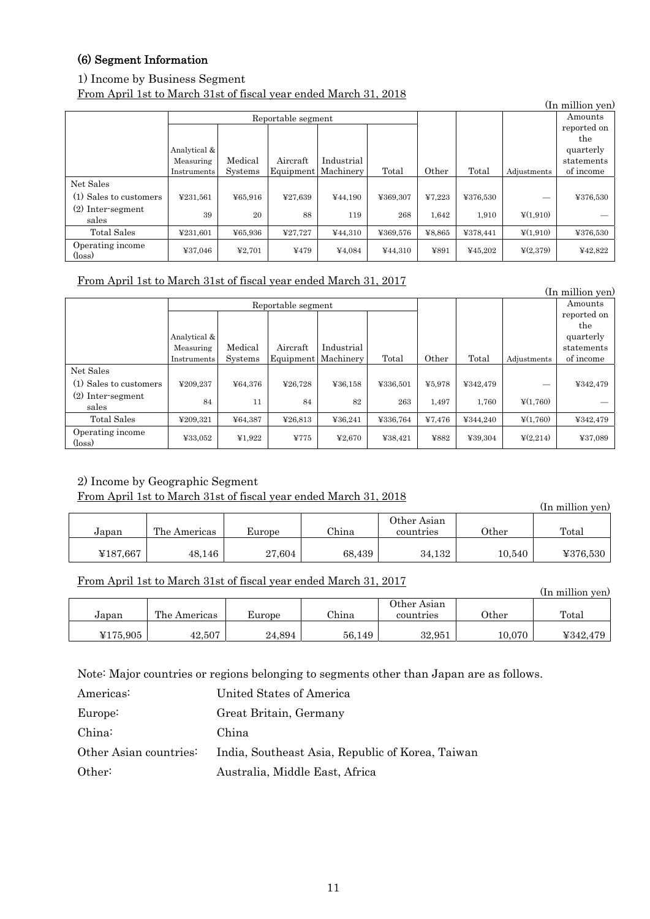## (6) Segment Information

### 1) Income by Business Segment

From April 1st to March 31st of fiscal year ended March 31, 2018

(In million yen)

| | Reportable segment | | | | | | | | Amounts reported on the quarterly statements of income |
|---|---|---|---|---|---|---|---|---|---|
| | Analytical & Measuring Instruments | Medical Systems | Aircraft Equipment | Industrial Machinery | Total | Other | Total | Adjustments | |
| Net Sales | | | | | | | | | |
| (1) Sales to customers | ¥231,561 | ¥65,916 | ¥27,639 | ¥44,190 | ¥369,307 | ¥7,223 | ¥376,530 | — | ¥376,530 |
| (2) Inter-segment sales | 39 | 20 | 88 | 119 | 268 | 1,642 | 1,910 | ¥(1,910) | — |
| Total Sales | ¥231,601 | ¥65,936 | ¥27,727 | ¥44,310 | ¥369,576 | ¥8,865 | ¥378,441 | ¥(1,910) | ¥376,530 |
| Operating income (loss) | ¥37,046 | ¥2,701 | ¥479 | ¥4,084 | ¥44,310 | ¥891 | ¥45,202 | ¥(2,379) | ¥42,822 |

From April 1st to March 31st of fiscal year ended March 31, 2017

(In million yen)

| | Reportable segment | | | | | | | | Amounts reported on the quarterly statements of income |
|---|---|---|---|---|---|---|---|---|---|
| | Analytical & Measuring Instruments | Medical Systems | Aircraft Equipment | Industrial Machinery | Total | Other | Total | Adjustments | |
| Net Sales | | | | | | | | | |
| (1) Sales to customers | ¥209,237 | ¥64,376 | ¥26,728 | ¥36,158 | ¥336,501 | ¥5,978 | ¥342,479 | — | ¥342,479 |
| (2) Inter-segment sales | 84 | 11 | 84 | 82 | 263 | 1,497 | 1,760 | ¥(1,760) | — |
| Total Sales | ¥209,321 | ¥64,387 | ¥26,813 | ¥36,241 | ¥336,764 | ¥7,476 | ¥344,240 | ¥(1,760) | ¥342,479 |
| Operating income (loss) | ¥33,052 | ¥1,922 | ¥775 | ¥2,670 | ¥38,421 | ¥882 | ¥39,304 | ¥(2,214) | ¥37,089 |

### 2) Income by Geographic Segment

From April 1st to March 31st of fiscal year ended March 31, 2018

(In million yen)

| Japan | The Americas | Europe | China | Other Asian countries | Other | Total |
|---|---|---|---|---|---|---|
| ¥187,667 | 48,146 | 27,604 | 68,439 | 34,132 | 10,540 | ¥376,530 |

From April 1st to March 31st of fiscal year ended March 31, 2017

(In million yen)

| Japan | The Americas | Europe | China | Other Asian countries | Other | Total |
|---|---|---|---|---|---|---|
| ¥175,905 | 42,507 | 24,894 | 56,149 | 32,951 | 10,070 | ¥342,479 |

Note: Major countries or regions belonging to segments other than Japan are as follows.

| | |
|---|---|
| Americas: | United States of America |
| Europe: | Great Britain, Germany |
| China: | China |
| Other Asian countries: | India, Southeast Asia, Republic of Korea, Taiwan |
| Other: | Australia, Middle East, Africa |